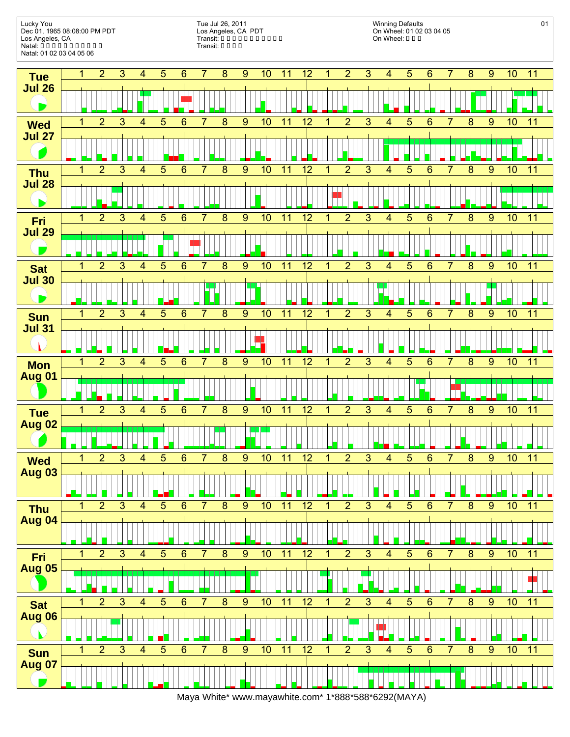Lucky You
Dec 01, 1965 08:08:00 PM PDT
Los Angeles, CA
Natal: □ □ □ □ □ □ □ □ □ □ □ □
Natal: 01 02 03 04 05 06

Tue Jul 26, 2011
Los Angeles, CA PDT
Transit: □ □ □ □ □ □ □ □ □ □ □ □
Transit: □ □ □ □

Winning Defaults
On Wheel: 01 02 03 04 05
On Wheel: □ □ □

01

| Day | 1 | 2 | 3 | 4 | 5 | 6 | 7 | 8 | 9 | 10 | 11 | 12 | 1 | 2 | 3 | 4 | 5 | 6 | 7 | 8 | 9 | 10 | 11 |
|---|---|---|---|---|---|---|---|---|---|---|---|---|---|---|---|---|---|---|---|---|---|---|---|
| Tue Jul 26 | | | | | | | | | | | | | | | | | | | | | | | |
| Wed Jul 27 | | | | | | | | | | | | | | | | | | | | | | | |
| Thu Jul 28 | | | | | | | | | | | | | | | | | | | | | | | |
| Fri Jul 29 | | | | | | | | | | | | | | | | | | | | | | | |
| Sat Jul 30 | | | | | | | | | | | | | | | | | | | | | | | |
| Sun Jul 31 | | | | | | | | | | | | | | | | | | | | | | | |
| Mon Aug 01 | | | | | | | | | | | | | | | | | | | | | | | |
| Tue Aug 02 | | | | | | | | | | | | | | | | | | | | | | | |
| Wed Aug 03 | | | | | | | | | | | | | | | | | | | | | | | |
| Thu Aug 04 | | | | | | | | | | | | | | | | | | | | | | | |
| Fri Aug 05 | | | | | | | | | | | | | | | | | | | | | | | |
| Sat Aug 06 | | | | | | | | | | | | | | | | | | | | | | | |
| Sun Aug 07 | | | | | | | | | | | | | | | | | | | | | | | |

Maya White* www.mayawhite.com* 1*888*588*6292(MAYA)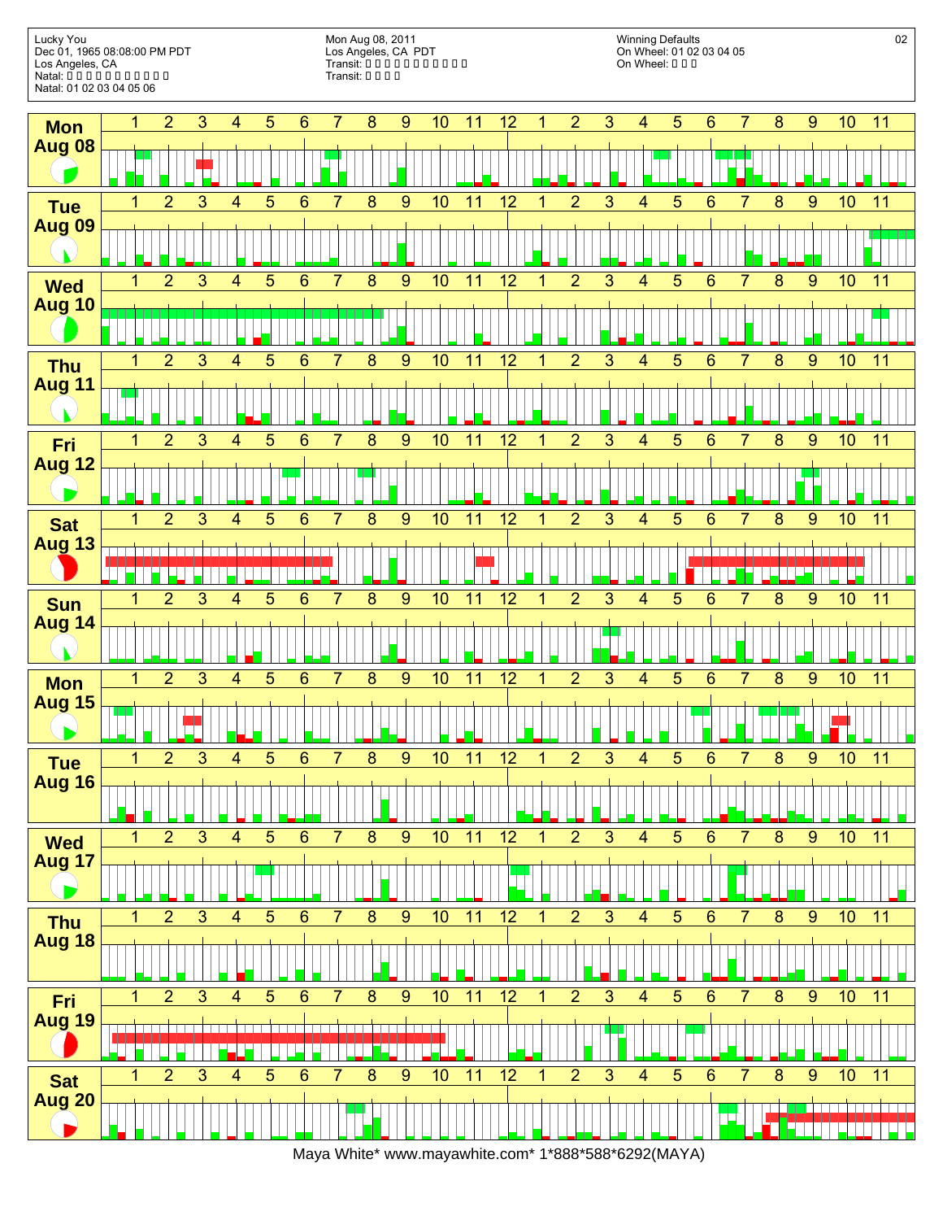Lucky You
Dec 01, 1965 08:08:00 PM PDT
Los Angeles, CA
Natal: □ □ □ □ □ □ □ □ □ □ □ □
Natal: 01 02 03 04 05 06

Mon Aug 08, 2011
Los Angeles, CA PDT
Transit: □ □ □ □ □ □ □ □ □ □ □ □
Transit: □ □ □ □

Winning Defaults
On Wheel: 01 02 03 04 05
On Wheel: □ □ □

| Day | 1 | 2 | 3 | 4 | 5 | 6 | 7 | 8 | 9 | 10 | 11 | 12 | 1 | 2 | 3 | 4 | 5 | 6 | 7 | 8 | 9 | 10 | 11 |
|---|---|---|---|---|---|---|---|---|---|---|---|---|---|---|---|---|---|---|---|---|---|---|---|
| Mon Aug 08 | | | | | | | | | | | | | | | | | | | | | | | |
| Tue Aug 09 | | | | | | | | | | | | | | | | | | | | | | | |
| Wed Aug 10 | | | | | | | | | | | | | | | | | | | | | | | |
| Thu Aug 11 | | | | | | | | | | | | | | | | | | | | | | | |
| Fri Aug 12 | | | | | | | | | | | | | | | | | | | | | | | |
| Sat Aug 13 | | | | | | | | | | | | | | | | | | | | | | | |
| Sun Aug 14 | | | | | | | | | | | | | | | | | | | | | | | |
| Mon Aug 15 | | | | | | | | | | | | | | | | | | | | | | | |
| Tue Aug 16 | | | | | | | | | | | | | | | | | | | | | | | |
| Wed Aug 17 | | | | | | | | | | | | | | | | | | | | | | | |
| Thu Aug 18 | | | | | | | | | | | | | | | | | | | | | | | |
| Fri Aug 19 | | | | | | | | | | | | | | | | | | | | | | | |
| Sat Aug 20 | | | | | | | | | | | | | | | | | | | | | | | |

Maya White* www.mayawhite.com* 1*888*588*6292(MAYA)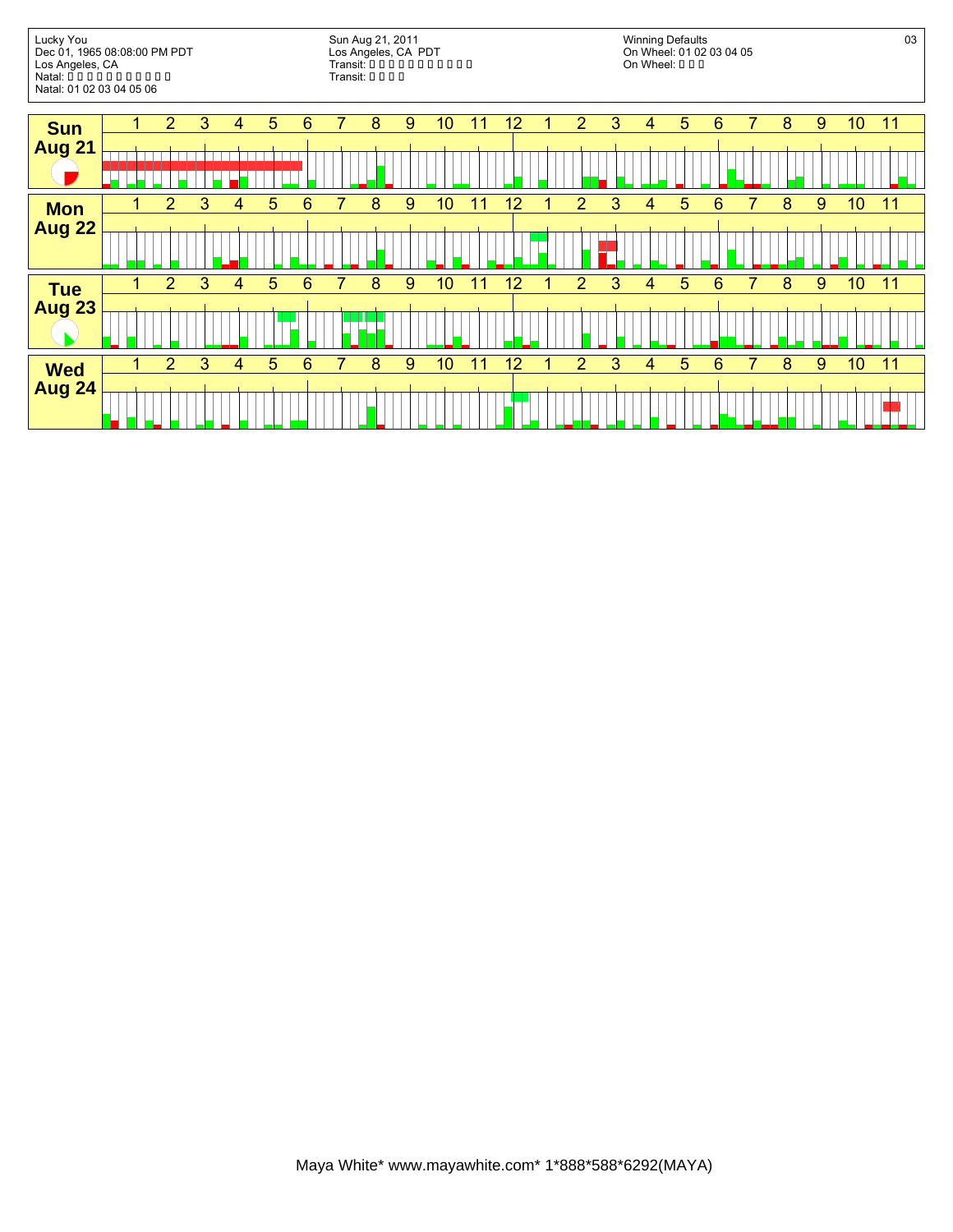Lucky You
Dec 01, 1965 08:08:00 PM PDT
Los Angeles, CA
Natal: 
Natal: 01 02 03 04 05 06

Sun Aug 21, 2011
Los Angeles, CA PDT
Transit: 
Transit: 

Winning Defaults
On Wheel: 01 02 03 04 05
On Wheel: 

03

**Sun Aug 21**

1 2 3 4 5 6 7 8 9 10 11 12 1 2 3 4 5 6 7 8 9 10 11

**Mon Aug 22**

1 2 3 4 5 6 7 8 9 10 11 12 1 2 3 4 5 6 7 8 9 10 11

**Tue Aug 23**

1 2 3 4 5 6 7 8 9 10 11 12 1 2 3 4 5 6 7 8 9 10 11

**Wed Aug 24**

1 2 3 4 5 6 7 8 9 10 11 12 1 2 3 4 5 6 7 8 9 10 11

Maya White* www.mayawhite.com* 1*888*588*6292(MAYA)